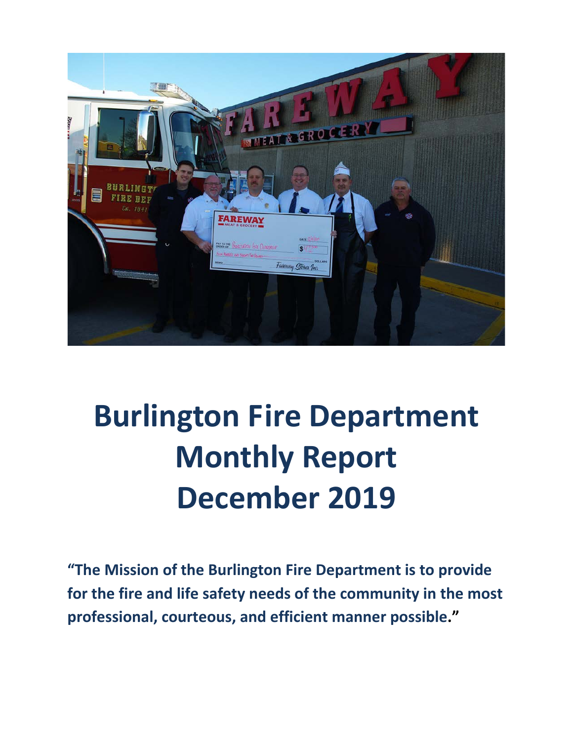# Burlington Fire Department Monthly Report December 2019

**"The Mission of the Burlington Fire Department is to provide for the fire and life safety needs of the community in the most professional, courteous, and efficient manner possible."**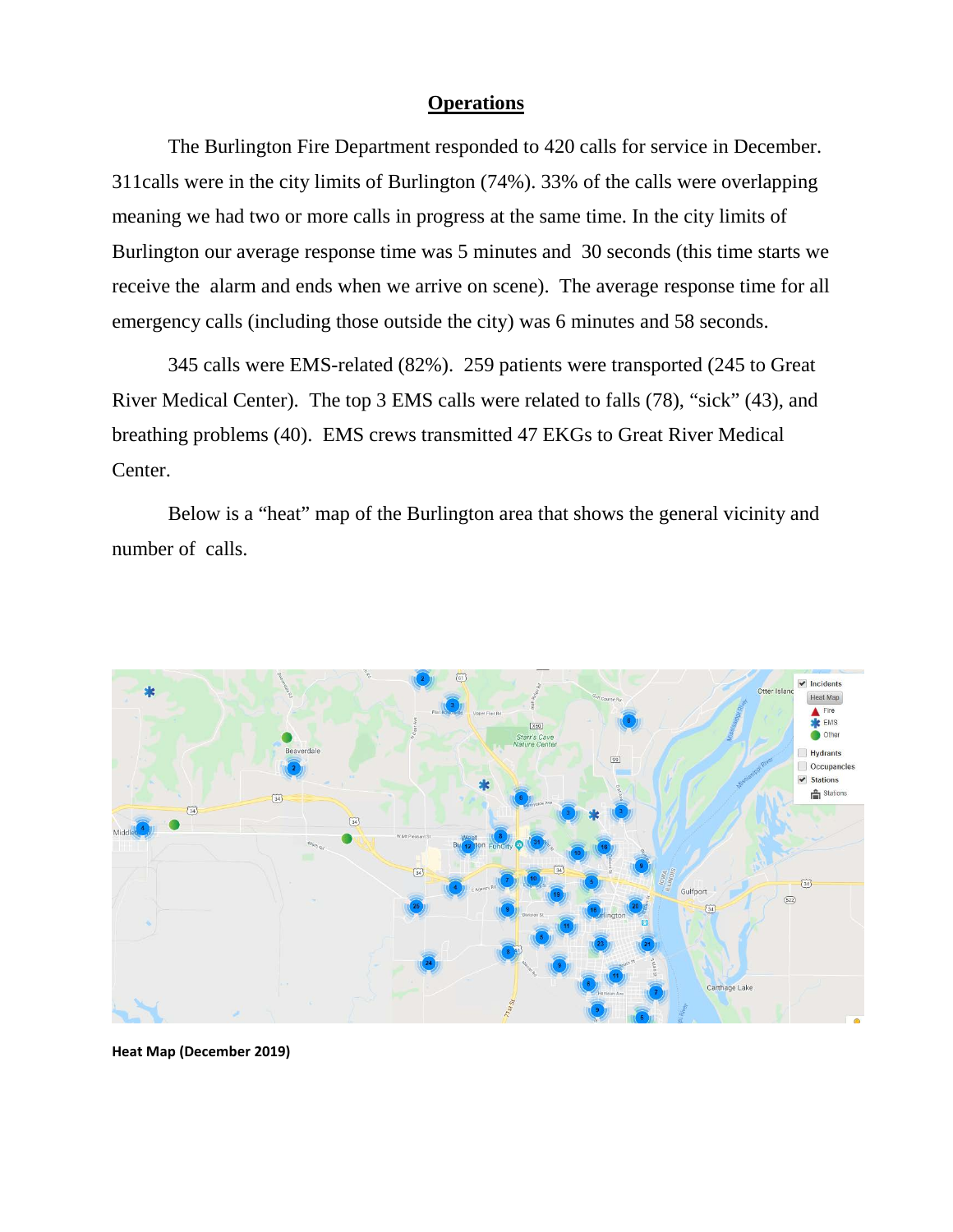# Operations

The Burlington Fire Department responded to 420 calls for service in December. 311calls were in the city limits of Burlington (74%). 33% of the calls were overlapping meaning we had two or more calls in progress at the same time. In the city limits of Burlington our average response time was 5 minutes and 30 seconds (this time starts we receive the alarm and ends when we arrive on scene). The average response time for all emergency calls (including those outside the city) was 6 minutes and 58 seconds.

345 calls were EMS-related (82%). 259 patients were transported (245 to Great River Medical Center). The top 3 EMS calls were related to falls (78), "sick" (43), and breathing problems (40). EMS crews transmitted 47 EKGs to Great River Medical Center.

Below is a "heat" map of the Burlington area that shows the general vicinity and number of calls.

**Heat Map (December 2019)**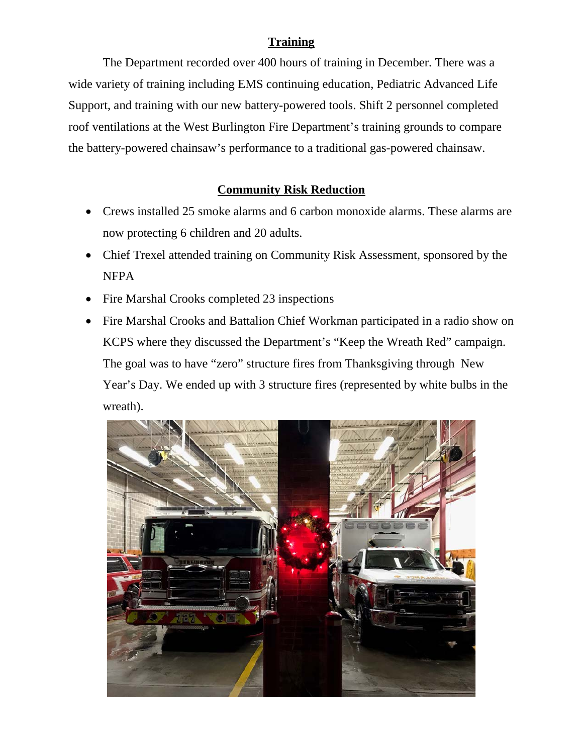## Training

The Department recorded over 400 hours of training in December. There was a wide variety of training including EMS continuing education, Pediatric Advanced Life Support, and training with our new battery-powered tools. Shift 2 personnel completed roof ventilations at the West Burlington Fire Department's training grounds to compare the battery-powered chainsaw's performance to a traditional gas-powered chainsaw.

## Community Risk Reduction

- Crews installed 25 smoke alarms and 6 carbon monoxide alarms. These alarms are now protecting 6 children and 20 adults.
- Chief Trexel attended training on Community Risk Assessment, sponsored by the NFPA
- Fire Marshal Crooks completed 23 inspections
- Fire Marshal Crooks and Battalion Chief Workman participated in a radio show on KCPS where they discussed the Department's "Keep the Wreath Red" campaign. The goal was to have "zero" structure fires from Thanksgiving through New Year's Day. We ended up with 3 structure fires (represented by white bulbs in the wreath).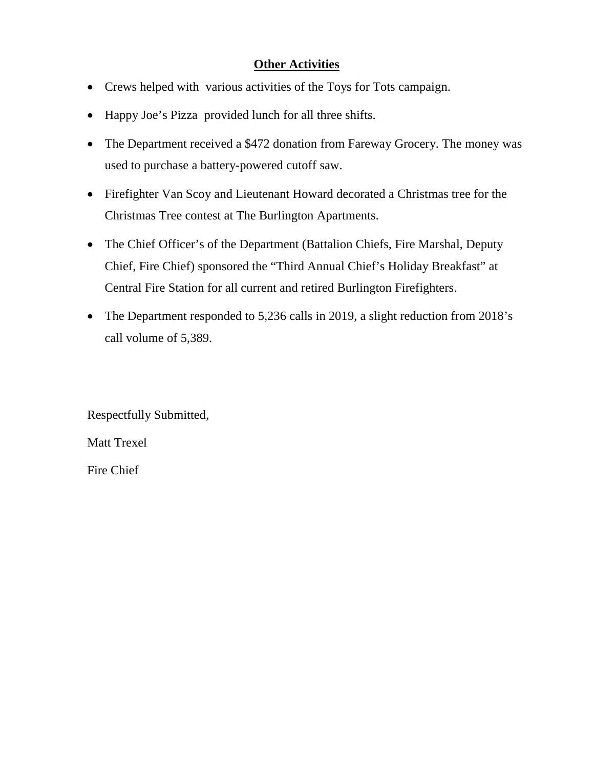## Other Activities

- Crews helped with various activities of the Toys for Tots campaign.
- Happy Joe's Pizza provided lunch for all three shifts.
- The Department received a $472 donation from Fareway Grocery. The money was used to purchase a battery-powered cutoff saw.
- Firefighter Van Scoy and Lieutenant Howard decorated a Christmas tree for the Christmas Tree contest at The Burlington Apartments.
- The Chief Officer's of the Department (Battalion Chiefs, Fire Marshal, Deputy Chief, Fire Chief) sponsored the "Third Annual Chief's Holiday Breakfast" at Central Fire Station for all current and retired Burlington Firefighters.
- The Department responded to 5,236 calls in 2019, a slight reduction from 2018's call volume of 5,389.

Respectfully Submitted,

Matt Trexel

Fire Chief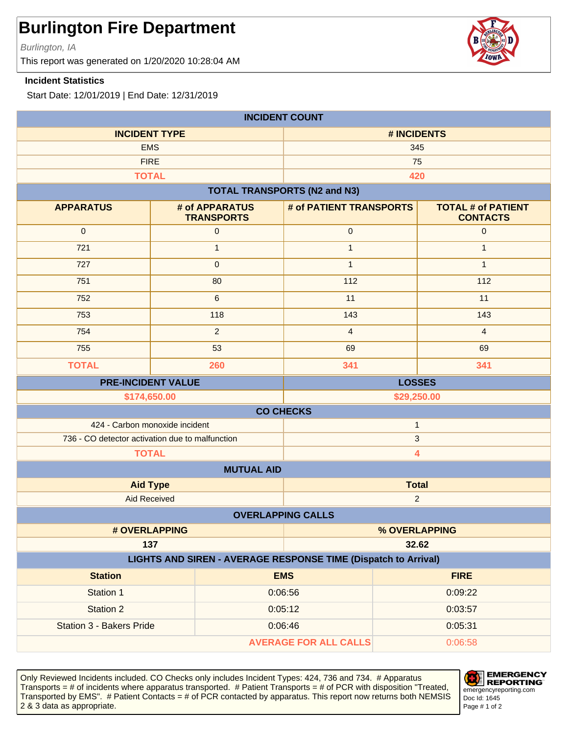# Burlington Fire Department

*Burlington, IA*

This report was generated on 1/20/2020 10:28:04 AM

**Incident Statistics**

Start Date: 12/01/2019 | End Date: 12/31/2019

| INCIDENT COUNT | |
|---|---|
| **INCIDENT TYPE** | **# INCIDENTS** |
| EMS | 345 |
| FIRE | 75 |
| **TOTAL** | **420** |

**TOTAL TRANSPORTS (N2 and N3)**

| APPARATUS | # of APPARATUS TRANSPORTS | # of PATIENT TRANSPORTS | TOTAL # of PATIENT CONTACTS |
|---|---|---|---|
| 0 | 0 | 0 | 0 |
| 721 | 1 | 1 | 1 |
| 727 | 0 | 1 | 1 |
| 751 | 80 | 112 | 112 |
| 752 | 6 | 11 | 11 |
| 753 | 118 | 143 | 143 |
| 754 | 2 | 4 | 4 |
| 755 | 53 | 69 | 69 |
| **TOTAL** | **260** | **341** | **341** |

| PRE-INCIDENT VALUE | LOSSES |
|---|---|
| **$174,650.00** | **$29,250.00** |

| CO CHECKS | |
|---|---|
| 424 - Carbon monoxide incident | 1 |
| 736 - CO detector activation due to malfunction | 3 |
| **TOTAL** | **4** |

| MUTUAL AID | |
|---|---|
| **Aid Type** | **Total** |
| Aid Received | 2 |

| OVERLAPPING CALLS | |
|---|---|
| **# OVERLAPPING** | **% OVERLAPPING** |
| **137** | **32.62** |

**LIGHTS AND SIREN - AVERAGE RESPONSE TIME (Dispatch to Arrival)**

| Station | EMS | FIRE |
|---|---|---|
| Station 1 | 0:06:56 | 0:09:22 |
| Station 2 | 0:05:12 | 0:03:57 |
| Station 3 - Bakers Pride | 0:06:46 | 0:05:31 |
| | **AVERAGE FOR ALL CALLS** | 0:06:58 |

Only Reviewed Incidents included. CO Checks only includes Incident Types: 424, 736 and 734. # Apparatus Transports = # of incidents where apparatus transported. # Patient Transports = # of PCR with disposition "Treated, Transported by EMS". # Patient Contacts = # of PCR contacted by apparatus. This report now returns both NEMSIS 2 & 3 data as appropriate.

EMERGENCY REPORTING
emergencyreporting.com
Doc Id: 1645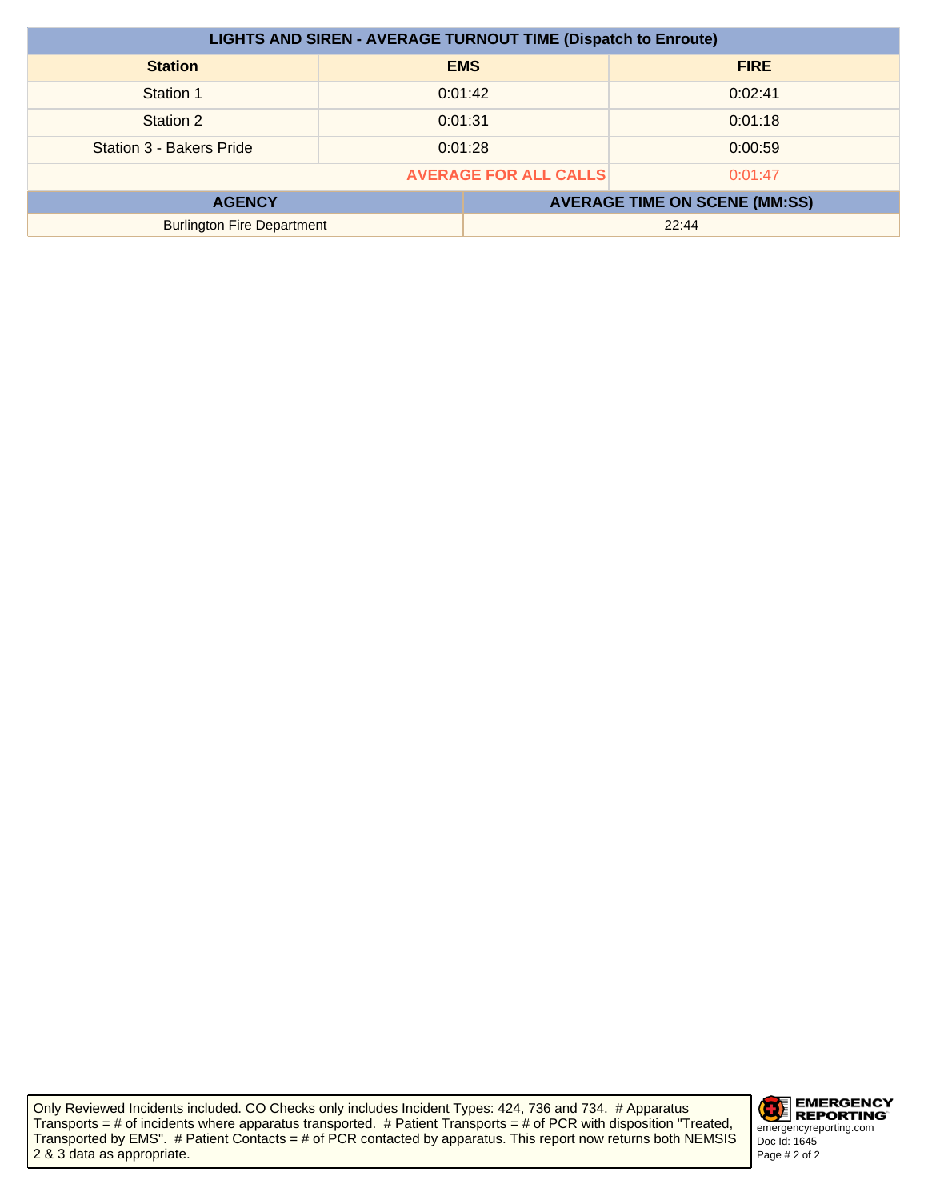| LIGHTS AND SIREN - AVERAGE TURNOUT TIME (Dispatch to Enroute) | | |
|---|---|---|
| **Station** | **EMS** | **FIRE** |
| Station 1 | 0:01:42 | 0:02:41 |
| Station 2 | 0:01:31 | 0:01:18 |
| Station 3 - Bakers Pride | 0:01:28 | 0:00:59 |
| | **AVERAGE FOR ALL CALLS** | 0:01:47 |

| AGENCY | AVERAGE TIME ON SCENE (MM:SS) |
|---|---|
| Burlington Fire Department | 22:44 |

Only Reviewed Incidents included. CO Checks only includes Incident Types: 424, 736 and 734. # Apparatus Transports = # of incidents where apparatus transported. # Patient Transports = # of PCR with disposition "Treated, Transported by EMS". # Patient Contacts = # of PCR contacted by apparatus. This report now returns both NEMSIS 2 & 3 data as appropriate.

EMERGENCY REPORTING
emergencyreporting.com
Doc Id: 1645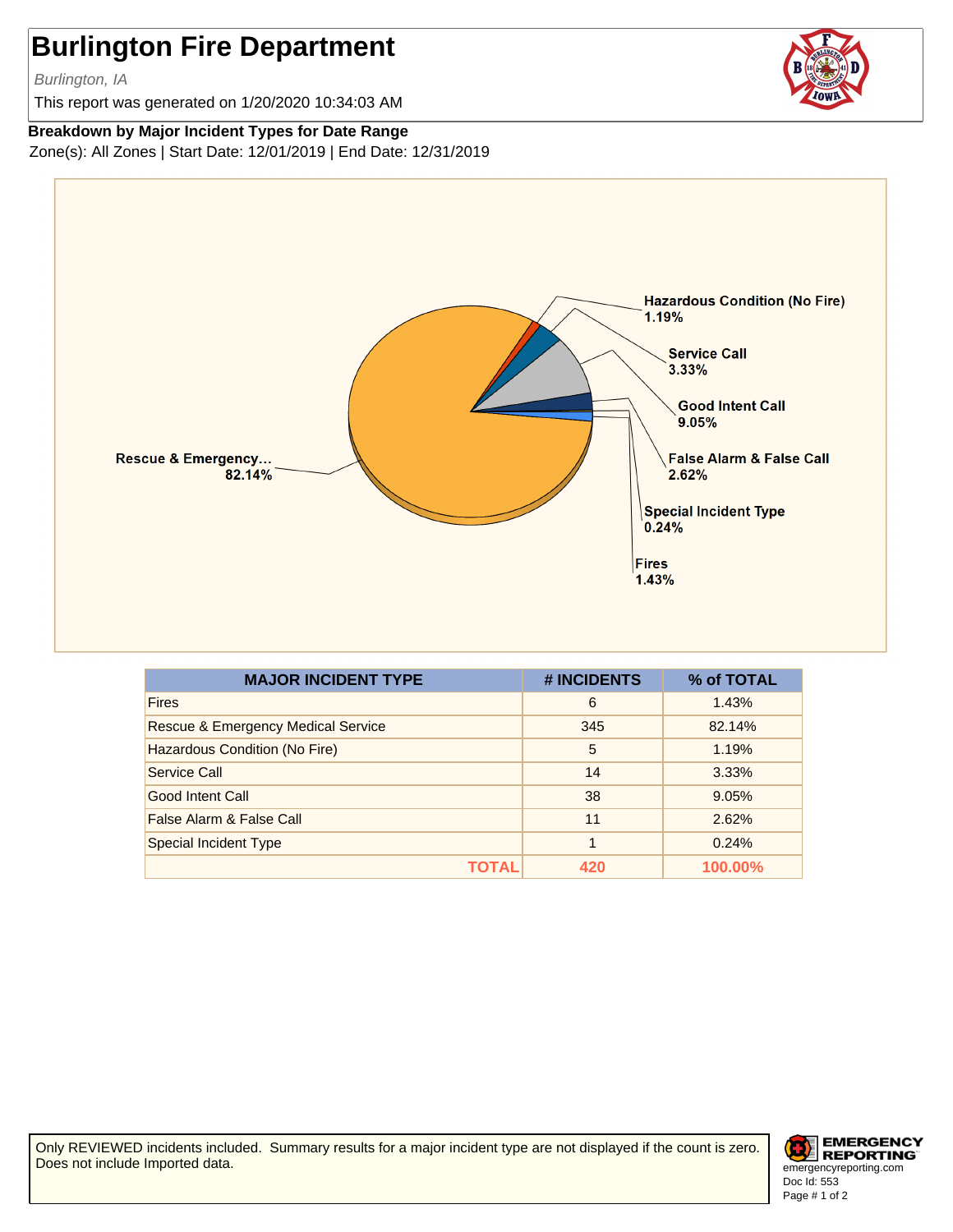# Burlington Fire Department

*Burlington, IA*

This report was generated on 1/20/2020 10:34:03 AM

**Breakdown by Major Incident Types for Date Range**

Zone(s): All Zones | Start Date: 12/01/2019 | End Date: 12/31/2019

| MAJOR INCIDENT TYPE | # INCIDENTS | % of TOTAL |
|---|---|---|
| Fires | 6 | 1.43% |
| Rescue & Emergency Medical Service | 345 | 82.14% |
| Hazardous Condition (No Fire) | 5 | 1.19% |
| Service Call | 14 | 3.33% |
| Good Intent Call | 38 | 9.05% |
| False Alarm & False Call | 11 | 2.62% |
| Special Incident Type | 1 | 0.24% |
| **TOTAL** | **420** | **100.00%** |

Only REVIEWED incidents included. Summary results for a major incident type are not displayed if the count is zero. Does not include Imported data.

emergencyreporting.com
Doc Id: 553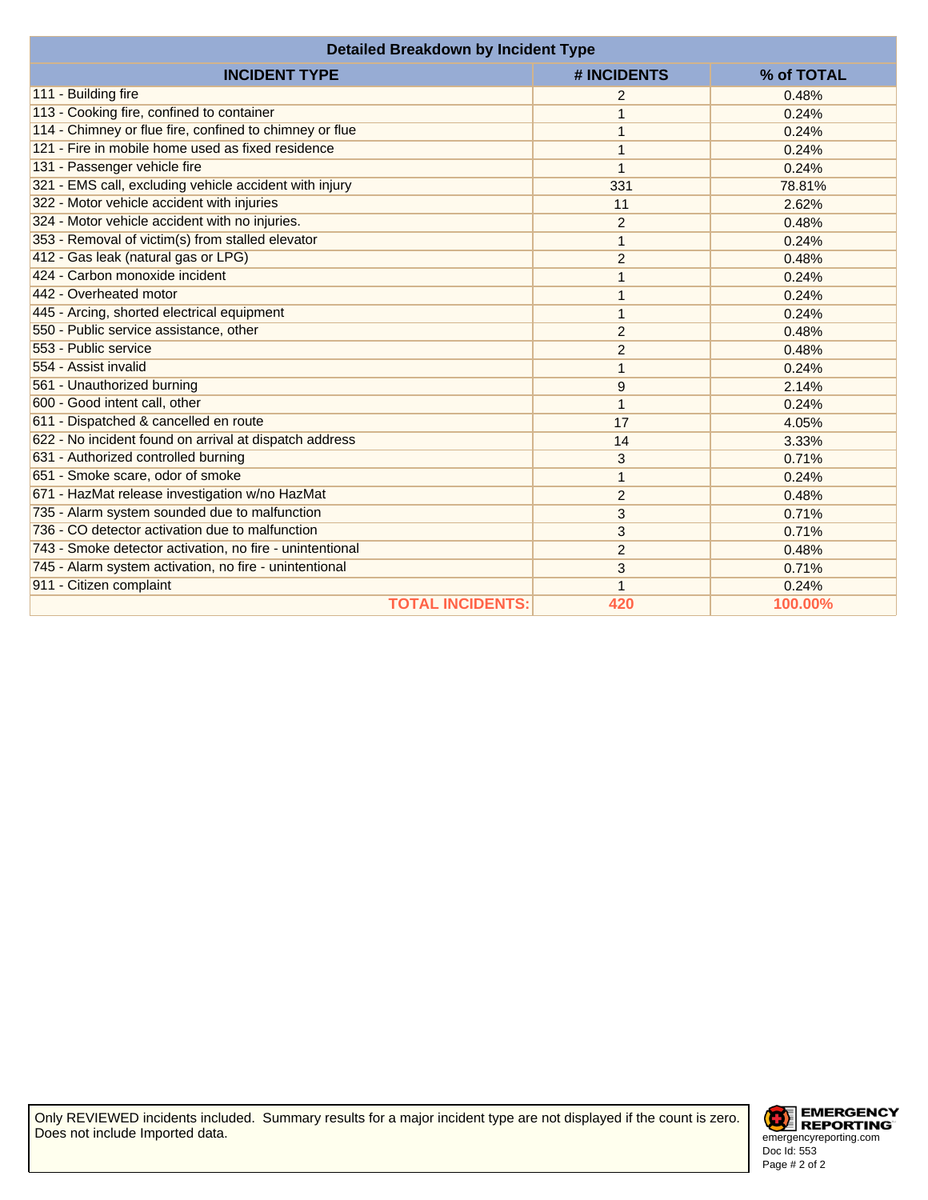## Detailed Breakdown by Incident Type

| INCIDENT TYPE | # INCIDENTS | % of TOTAL |
|---|---|---|
| 111 - Building fire | 2 | 0.48% |
| 113 - Cooking fire, confined to container | 1 | 0.24% |
| 114 - Chimney or flue fire, confined to chimney or flue | 1 | 0.24% |
| 121 - Fire in mobile home used as fixed residence | 1 | 0.24% |
| 131 - Passenger vehicle fire | 1 | 0.24% |
| 321 - EMS call, excluding vehicle accident with injury | 331 | 78.81% |
| 322 - Motor vehicle accident with injuries | 11 | 2.62% |
| 324 - Motor vehicle accident with no injuries. | 2 | 0.48% |
| 353 - Removal of victim(s) from stalled elevator | 1 | 0.24% |
| 412 - Gas leak (natural gas or LPG) | 2 | 0.48% |
| 424 - Carbon monoxide incident | 1 | 0.24% |
| 442 - Overheated motor | 1 | 0.24% |
| 445 - Arcing, shorted electrical equipment | 1 | 0.24% |
| 550 - Public service assistance, other | 2 | 0.48% |
| 553 - Public service | 2 | 0.48% |
| 554 - Assist invalid | 1 | 0.24% |
| 561 - Unauthorized burning | 9 | 2.14% |
| 600 - Good intent call, other | 1 | 0.24% |
| 611 - Dispatched & cancelled en route | 17 | 4.05% |
| 622 - No incident found on arrival at dispatch address | 14 | 3.33% |
| 631 - Authorized controlled burning | 3 | 0.71% |
| 651 - Smoke scare, odor of smoke | 1 | 0.24% |
| 671 - HazMat release investigation w/no HazMat | 2 | 0.48% |
| 735 - Alarm system sounded due to malfunction | 3 | 0.71% |
| 736 - CO detector activation due to malfunction | 3 | 0.71% |
| 743 - Smoke detector activation, no fire - unintentional | 2 | 0.48% |
| 745 - Alarm system activation, no fire - unintentional | 3 | 0.71% |
| 911 - Citizen complaint | 1 | 0.24% |
| **TOTAL INCIDENTS:** | **420** | **100.00%** |

Only REVIEWED incidents included. Summary results for a major incident type are not displayed if the count is zero. Does not include Imported data.

EMERGENCY REPORTING
emergencyreporting.com
Doc Id: 553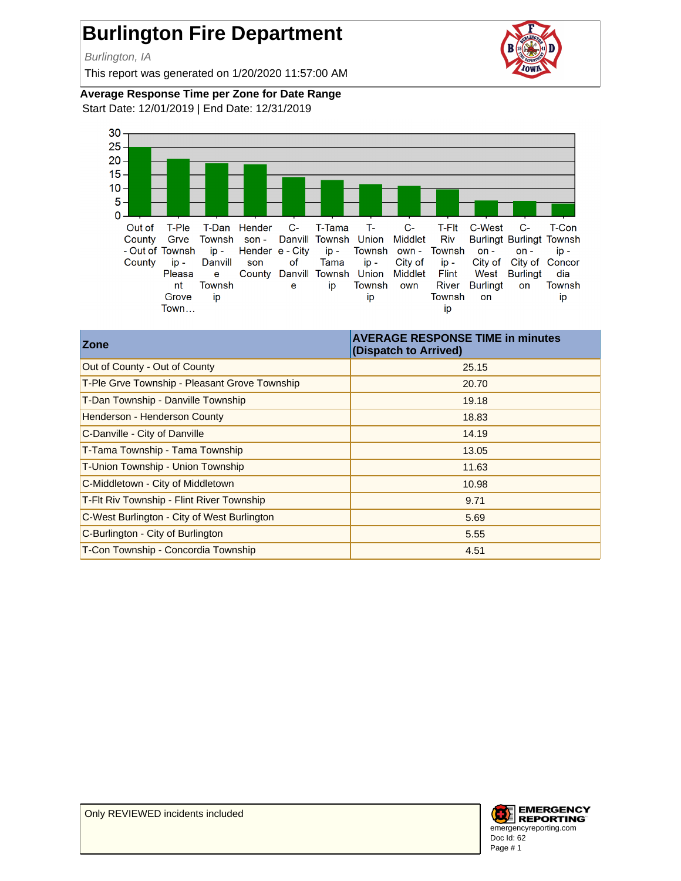# Burlington Fire Department

*Burlington, IA*

This report was generated on 1/20/2020 11:57:00 AM

**Average Response Time per Zone for Date Range**

Start Date: 12/01/2019 | End Date: 12/31/2019

| Zone | AVERAGE RESPONSE TIME in minutes (Dispatch to Arrived) |
|---|---|
| Out of County - Out of County | 25.15 |
| T-Ple Grve Township - Pleasant Grove Township | 20.70 |
| T-Dan Township - Danville Township | 19.18 |
| Henderson - Henderson County | 18.83 |
| C-Danville - City of Danville | 14.19 |
| T-Tama Township - Tama Township | 13.05 |
| T-Union Township - Union Township | 11.63 |
| C-Middletown - City of Middletown | 10.98 |
| T-Flt Riv Township - Flint River Township | 9.71 |
| C-West Burlington - City of West Burlington | 5.69 |
| C-Burlington - City of Burlington | 5.55 |
| T-Con Township - Concordia Township | 4.51 |

Only REVIEWED incidents included

emergencyreporting.com
Doc Id: 62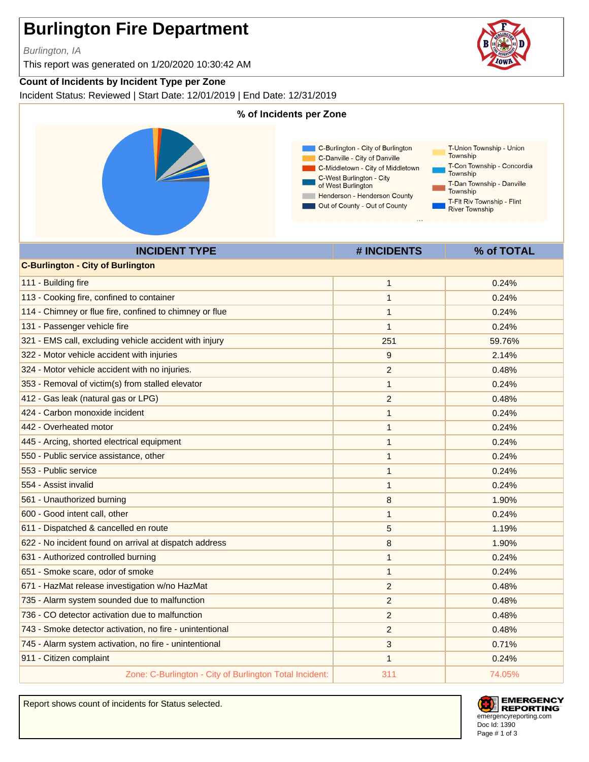# Burlington Fire Department

*Burlington, IA*

This report was generated on 1/20/2020 10:30:42 AM

**Count of Incidents by Incident Type per Zone**

Incident Status: Reviewed | Start Date: 12/01/2019 | End Date: 12/31/2019

**% of Incidents per Zone**

- C-Burlington - City of Burlington
- C-Danville - City of Danville
- C-Middletown - City of Middletown
- C-West Burlington - City of West Burlington
- Henderson - Henderson County
- Out of County - Out of County
- T-Union Township - Union Township
- T-Con Township - Concordia Township
- T-Dan Township - Danville Township
- T-Flt Riv Township - Flint River Township

| INCIDENT TYPE | # INCIDENTS | % of TOTAL |
|---|---|---|
| **C-Burlington - City of Burlington** | | |
| 111 - Building fire | 1 | 0.24% |
| 113 - Cooking fire, confined to container | 1 | 0.24% |
| 114 - Chimney or flue fire, confined to chimney or flue | 1 | 0.24% |
| 131 - Passenger vehicle fire | 1 | 0.24% |
| 321 - EMS call, excluding vehicle accident with injury | 251 | 59.76% |
| 322 - Motor vehicle accident with injuries | 9 | 2.14% |
| 324 - Motor vehicle accident with no injuries. | 2 | 0.48% |
| 353 - Removal of victim(s) from stalled elevator | 1 | 0.24% |
| 412 - Gas leak (natural gas or LPG) | 2 | 0.48% |
| 424 - Carbon monoxide incident | 1 | 0.24% |
| 442 - Overheated motor | 1 | 0.24% |
| 445 - Arcing, shorted electrical equipment | 1 | 0.24% |
| 550 - Public service assistance, other | 1 | 0.24% |
| 553 - Public service | 1 | 0.24% |
| 554 - Assist invalid | 1 | 0.24% |
| 561 - Unauthorized burning | 8 | 1.90% |
| 600 - Good intent call, other | 1 | 0.24% |
| 611 - Dispatched & cancelled en route | 5 | 1.19% |
| 622 - No incident found on arrival at dispatch address | 8 | 1.90% |
| 631 - Authorized controlled burning | 1 | 0.24% |
| 651 - Smoke scare, odor of smoke | 1 | 0.24% |
| 671 - HazMat release investigation w/no HazMat | 2 | 0.48% |
| 735 - Alarm system sounded due to malfunction | 2 | 0.48% |
| 736 - CO detector activation due to malfunction | 2 | 0.48% |
| 743 - Smoke detector activation, no fire - unintentional | 2 | 0.48% |
| 745 - Alarm system activation, no fire - unintentional | 3 | 0.71% |
| 911 - Citizen complaint | 1 | 0.24% |
| Zone: C-Burlington - City of Burlington Total Incident: | 311 | 74.05% |

Report shows count of incidents for Status selected.

EMERGENCY REPORTING
emergencyreporting.com
Doc Id: 1390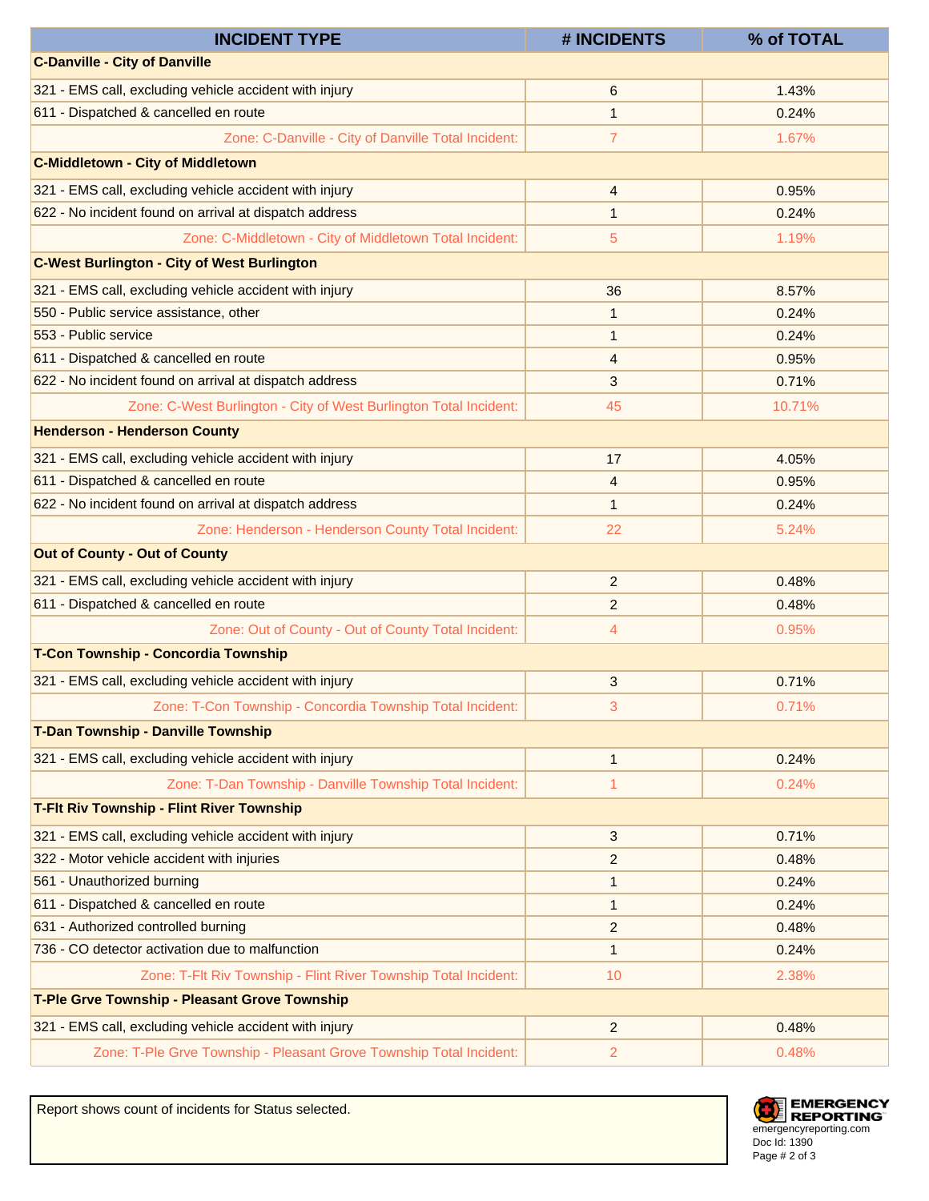| INCIDENT TYPE | # INCIDENTS | % of TOTAL |
|---|---|---|
| **C-Danville - City of Danville** | | |
| 321 - EMS call, excluding vehicle accident with injury | 6 | 1.43% |
| 611 - Dispatched & cancelled en route | 1 | 0.24% |
| Zone: C-Danville - City of Danville Total Incident: | 7 | 1.67% |
| **C-Middletown - City of Middletown** | | |
| 321 - EMS call, excluding vehicle accident with injury | 4 | 0.95% |
| 622 - No incident found on arrival at dispatch address | 1 | 0.24% |
| Zone: C-Middletown - City of Middletown Total Incident: | 5 | 1.19% |
| **C-West Burlington - City of West Burlington** | | |
| 321 - EMS call, excluding vehicle accident with injury | 36 | 8.57% |
| 550 - Public service assistance, other | 1 | 0.24% |
| 553 - Public service | 1 | 0.24% |
| 611 - Dispatched & cancelled en route | 4 | 0.95% |
| 622 - No incident found on arrival at dispatch address | 3 | 0.71% |
| Zone: C-West Burlington - City of West Burlington Total Incident: | 45 | 10.71% |
| **Henderson - Henderson County** | | |
| 321 - EMS call, excluding vehicle accident with injury | 17 | 4.05% |
| 611 - Dispatched & cancelled en route | 4 | 0.95% |
| 622 - No incident found on arrival at dispatch address | 1 | 0.24% |
| Zone: Henderson - Henderson County Total Incident: | 22 | 5.24% |
| **Out of County - Out of County** | | |
| 321 - EMS call, excluding vehicle accident with injury | 2 | 0.48% |
| 611 - Dispatched & cancelled en route | 2 | 0.48% |
| Zone: Out of County - Out of County Total Incident: | 4 | 0.95% |
| **T-Con Township - Concordia Township** | | |
| 321 - EMS call, excluding vehicle accident with injury | 3 | 0.71% |
| Zone: T-Con Township - Concordia Township Total Incident: | 3 | 0.71% |
| **T-Dan Township - Danville Township** | | |
| 321 - EMS call, excluding vehicle accident with injury | 1 | 0.24% |
| Zone: T-Dan Township - Danville Township Total Incident: | 1 | 0.24% |
| **T-Flt Riv Township - Flint River Township** | | |
| 321 - EMS call, excluding vehicle accident with injury | 3 | 0.71% |
| 322 - Motor vehicle accident with injuries | 2 | 0.48% |
| 561 - Unauthorized burning | 1 | 0.24% |
| 611 - Dispatched & cancelled en route | 1 | 0.24% |
| 631 - Authorized controlled burning | 2 | 0.48% |
| 736 - CO detector activation due to malfunction | 1 | 0.24% |
| Zone: T-Flt Riv Township - Flint River Township Total Incident: | 10 | 2.38% |
| **T-Ple Grve Township - Pleasant Grove Township** | | |
| 321 - EMS call, excluding vehicle accident with injury | 2 | 0.48% |
| Zone: T-Ple Grve Township - Pleasant Grove Township Total Incident: | 2 | 0.48% |

Report shows count of incidents for Status selected.

EMERGENCY REPORTING
emergencyreporting.com
Doc Id: 1390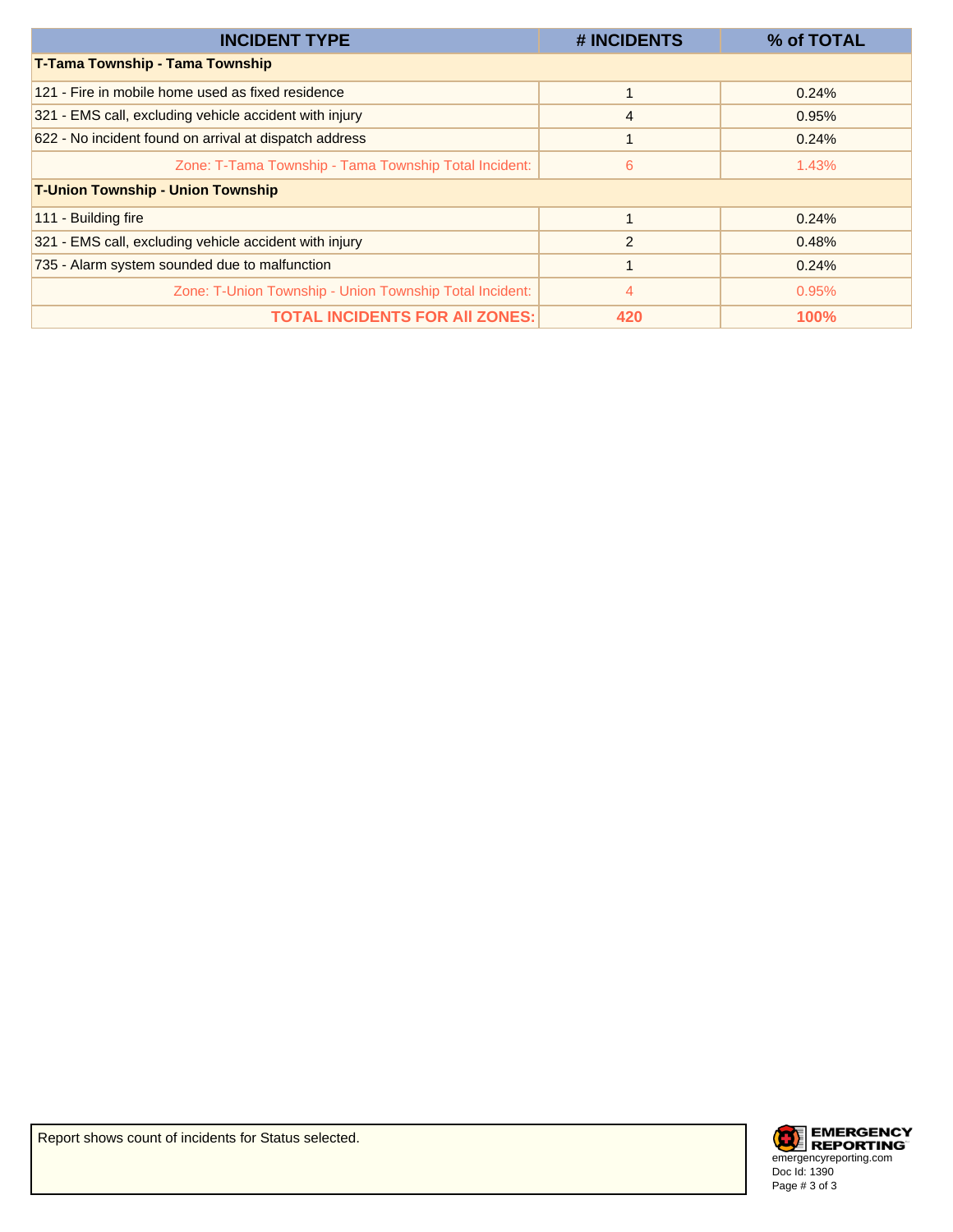| INCIDENT TYPE | # INCIDENTS | % of TOTAL |
|---|---|---|
| **T-Tama Township - Tama Township** | | |
| 121 - Fire in mobile home used as fixed residence | 1 | 0.24% |
| 321 - EMS call, excluding vehicle accident with injury | 4 | 0.95% |
| 622 - No incident found on arrival at dispatch address | 1 | 0.24% |
| Zone: T-Tama Township - Tama Township Total Incident: | 6 | 1.43% |
| **T-Union Township - Union Township** | | |
| 111 - Building fire | 1 | 0.24% |
| 321 - EMS call, excluding vehicle accident with injury | 2 | 0.48% |
| 735 - Alarm system sounded due to malfunction | 1 | 0.24% |
| Zone: T-Union Township - Union Township Total Incident: | 4 | 0.95% |
| **TOTAL INCIDENTS FOR All ZONES:** | **420** | **100%** |

Report shows count of incidents for Status selected.

EMERGENCY REPORTING
emergencyreporting.com
Doc Id: 1390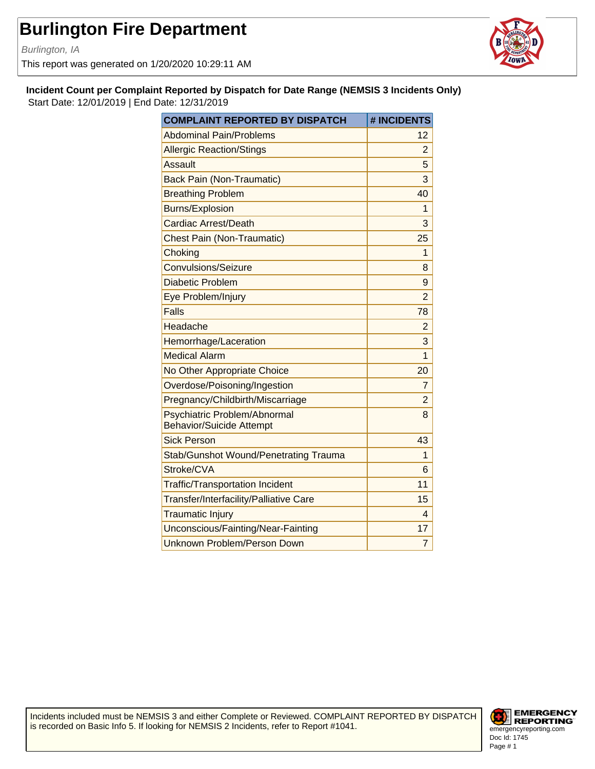# Burlington Fire Department

*Burlington, IA*

This report was generated on 1/20/2020 10:29:11 AM

**Incident Count per Complaint Reported by Dispatch for Date Range (NEMSIS 3 Incidents Only)**

Start Date: 12/01/2019 | End Date: 12/31/2019

| COMPLAINT REPORTED BY DISPATCH | # INCIDENTS |
|---|---|
| Abdominal Pain/Problems | 12 |
| Allergic Reaction/Stings | 2 |
| Assault | 5 |
| Back Pain (Non-Traumatic) | 3 |
| Breathing Problem | 40 |
| Burns/Explosion | 1 |
| Cardiac Arrest/Death | 3 |
| Chest Pain (Non-Traumatic) | 25 |
| Choking | 1 |
| Convulsions/Seizure | 8 |
| Diabetic Problem | 9 |
| Eye Problem/Injury | 2 |
| Falls | 78 |
| Headache | 2 |
| Hemorrhage/Laceration | 3 |
| Medical Alarm | 1 |
| No Other Appropriate Choice | 20 |
| Overdose/Poisoning/Ingestion | 7 |
| Pregnancy/Childbirth/Miscarriage | 2 |
| Psychiatric Problem/Abnormal Behavior/Suicide Attempt | 8 |
| Sick Person | 43 |
| Stab/Gunshot Wound/Penetrating Trauma | 1 |
| Stroke/CVA | 6 |
| Traffic/Transportation Incident | 11 |
| Transfer/Interfacility/Palliative Care | 15 |
| Traumatic Injury | 4 |
| Unconscious/Fainting/Near-Fainting | 17 |
| Unknown Problem/Person Down | 7 |

Incidents included must be NEMSIS 3 and either Complete or Reviewed. COMPLAINT REPORTED BY DISPATCH is recorded on Basic Info 5. If looking for NEMSIS 2 Incidents, refer to Report #1041.

EMERGENCY REPORTING
emergencyreporting.com
Doc Id: 1745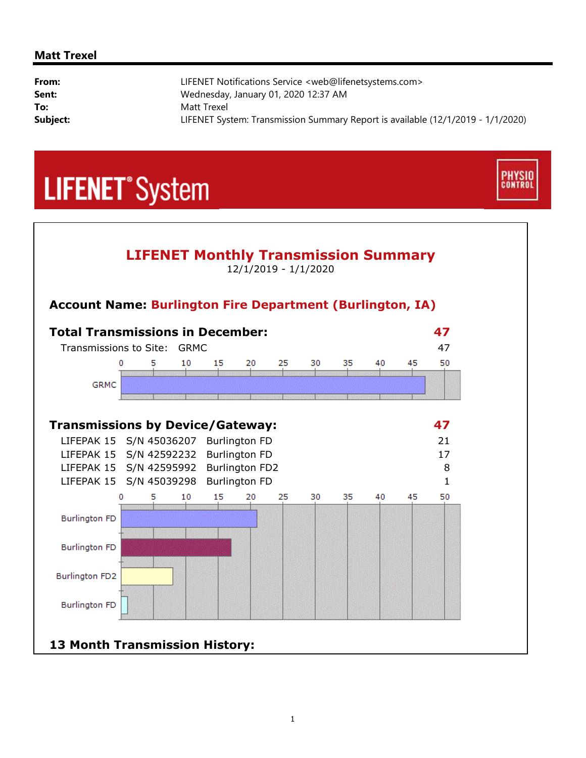**Matt Trexel**

| | |
|---|---|
| **From:** | LIFENET Notifications Service <web@lifenetsystems.com> |
| **Sent:** | Wednesday, January 01, 2020 12:37 AM |
| **To:** | Matt Trexel |
| **Subject:** | LIFENET System: Transmission Summary Report is available (12/1/2019 - 1/1/2020) |

LIFENET® System

PHYSIO CONTROL

# LIFENET Monthly Transmission Summary

12/1/2019 - 1/1/2020

**Account Name: Burlington Fire Department (Burlington, IA)**

**Total Transmissions in December: 47**

| Transmissions to Site: | GRMC | 47 |
|---|---|---|

**Transmissions by Device/Gateway: 47**

| | | | |
|---|---|---|---|
| LIFEPAK 15 | S/N 45036207 | Burlington FD | 21 |
| LIFEPAK 15 | S/N 42592232 | Burlington FD | 17 |
| LIFEPAK 15 | S/N 42595992 | Burlington FD2 | 8 |
| LIFEPAK 15 | S/N 45039298 | Burlington FD | 1 |

**13 Month Transmission History:**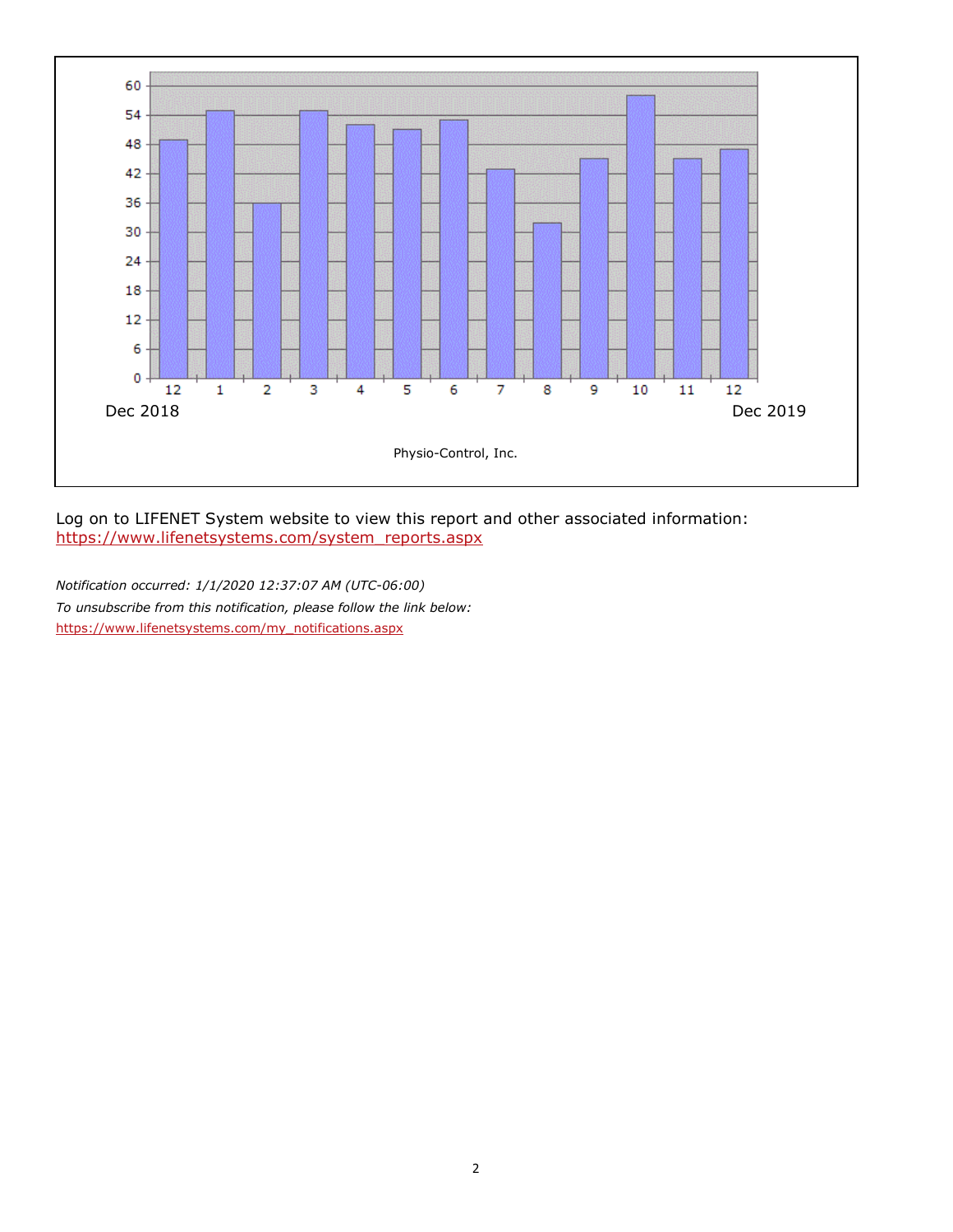60
54
48
42
36
30
24
18
12
6
0

12 1 2 3 4 5 6 7 8 9 10 11 12

Dec 2018

Dec 2019

Physio-Control, Inc.

Log on to LIFENET System website to view this report and other associated information:
https://www.lifenetsystems.com/system_reports.aspx

*Notification occurred: 1/1/2020 12:37:07 AM (UTC-06:00)*

*To unsubscribe from this notification, please follow the link below:*

https://www.lifenetsystems.com/my_notifications.aspx